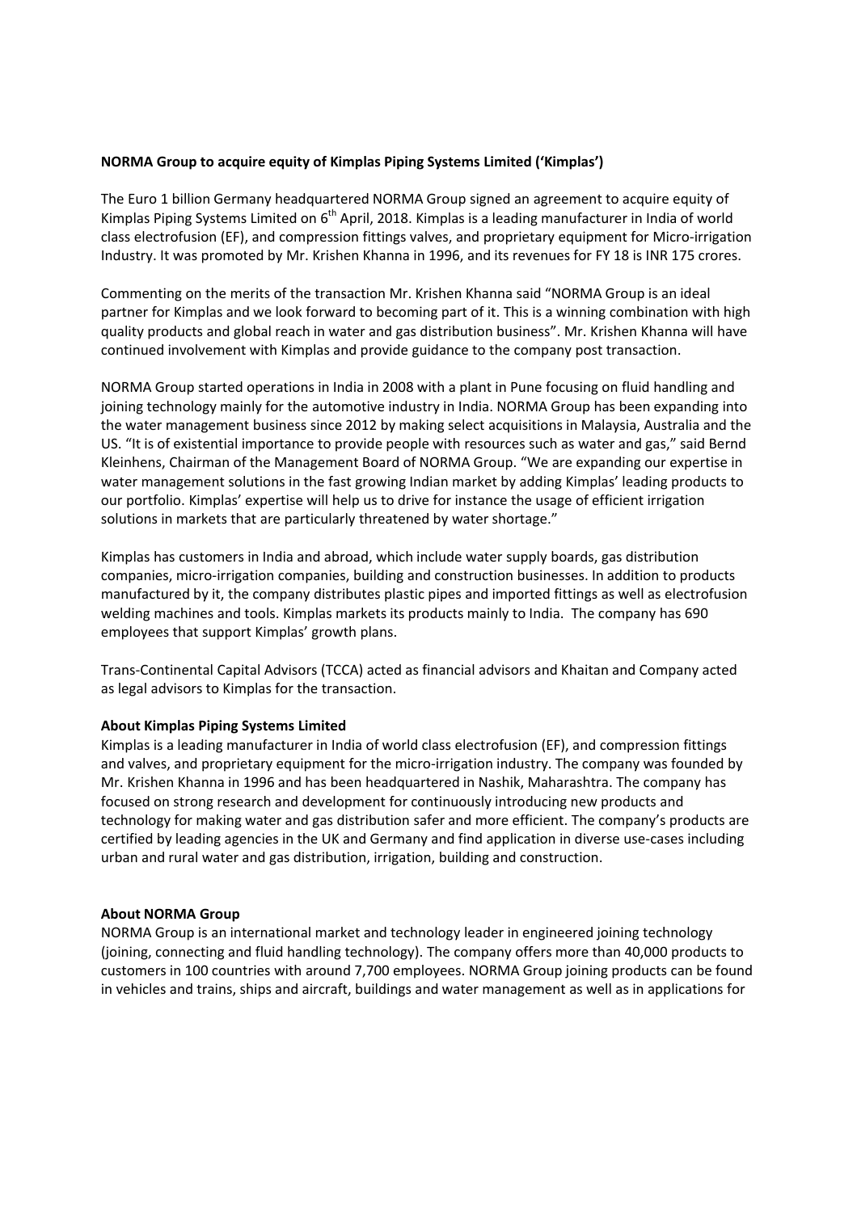**NORMA Group to acquire equity of Kimplas Piping Systems Limited ('Kimplas')**

The Euro 1 billion Germany headquartered NORMA Group signed an agreement to acquire equity of Kimplas Piping Systems Limited on 6th April, 2018. Kimplas is a leading manufacturer in India of world class electrofusion (EF), and compression fittings valves, and proprietary equipment for Micro-irrigation Industry. It was promoted by Mr. Krishen Khanna in 1996, and its revenues for FY 18 is INR 175 crores.

Commenting on the merits of the transaction Mr. Krishen Khanna said "NORMA Group is an ideal partner for Kimplas and we look forward to becoming part of it. This is a winning combination with high quality products and global reach in water and gas distribution business". Mr. Krishen Khanna will have continued involvement with Kimplas and provide guidance to the company post transaction.

NORMA Group started operations in India in 2008 with a plant in Pune focusing on fluid handling and joining technology mainly for the automotive industry in India. NORMA Group has been expanding into the water management business since 2012 by making select acquisitions in Malaysia, Australia and the US. "It is of existential importance to provide people with resources such as water and gas," said Bernd Kleinhens, Chairman of the Management Board of NORMA Group. "We are expanding our expertise in water management solutions in the fast growing Indian market by adding Kimplas' leading products to our portfolio. Kimplas' expertise will help us to drive for instance the usage of efficient irrigation solutions in markets that are particularly threatened by water shortage."

Kimplas has customers in India and abroad, which include water supply boards, gas distribution companies, micro-irrigation companies, building and construction businesses. In addition to products manufactured by it, the company distributes plastic pipes and imported fittings as well as electrofusion welding machines and tools. Kimplas markets its products mainly to India. The company has 690 employees that support Kimplas' growth plans.

Trans-Continental Capital Advisors (TCCA) acted as financial advisors and Khaitan and Company acted as legal advisors to Kimplas for the transaction.

**About Kimplas Piping Systems Limited**

Kimplas is a leading manufacturer in India of world class electrofusion (EF), and compression fittings and valves, and proprietary equipment for the micro-irrigation industry. The company was founded by Mr. Krishen Khanna in 1996 and has been headquartered in Nashik, Maharashtra. The company has focused on strong research and development for continuously introducing new products and technology for making water and gas distribution safer and more efficient. The company's products are certified by leading agencies in the UK and Germany and find application in diverse use-cases including urban and rural water and gas distribution, irrigation, building and construction.

**About NORMA Group**

NORMA Group is an international market and technology leader in engineered joining technology (joining, connecting and fluid handling technology). The company offers more than 40,000 products to customers in 100 countries with around 7,700 employees. NORMA Group joining products can be found in vehicles and trains, ships and aircraft, buildings and water management as well as in applications for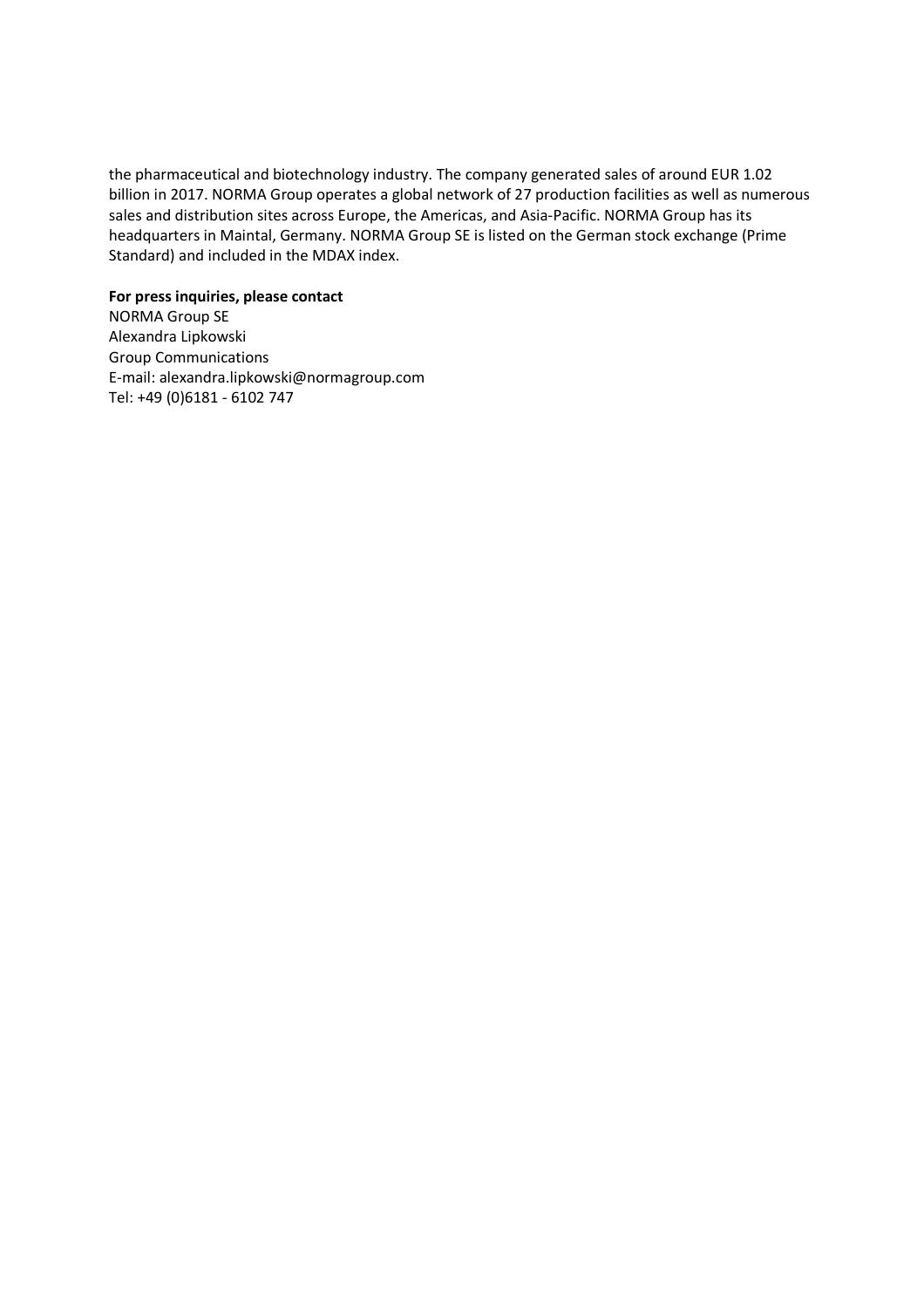the pharmaceutical and biotechnology industry. The company generated sales of around EUR 1.02 billion in 2017. NORMA Group operates a global network of 27 production facilities as well as numerous sales and distribution sites across Europe, the Americas, and Asia-Pacific. NORMA Group has its headquarters in Maintal, Germany. NORMA Group SE is listed on the German stock exchange (Prime Standard) and included in the MDAX index.

**For press inquiries, please contact**
NORMA Group SE
Alexandra Lipkowski
Group Communications
E-mail: alexandra.lipkowski@normagroup.com
Tel: +49 (0)6181 - 6102 747